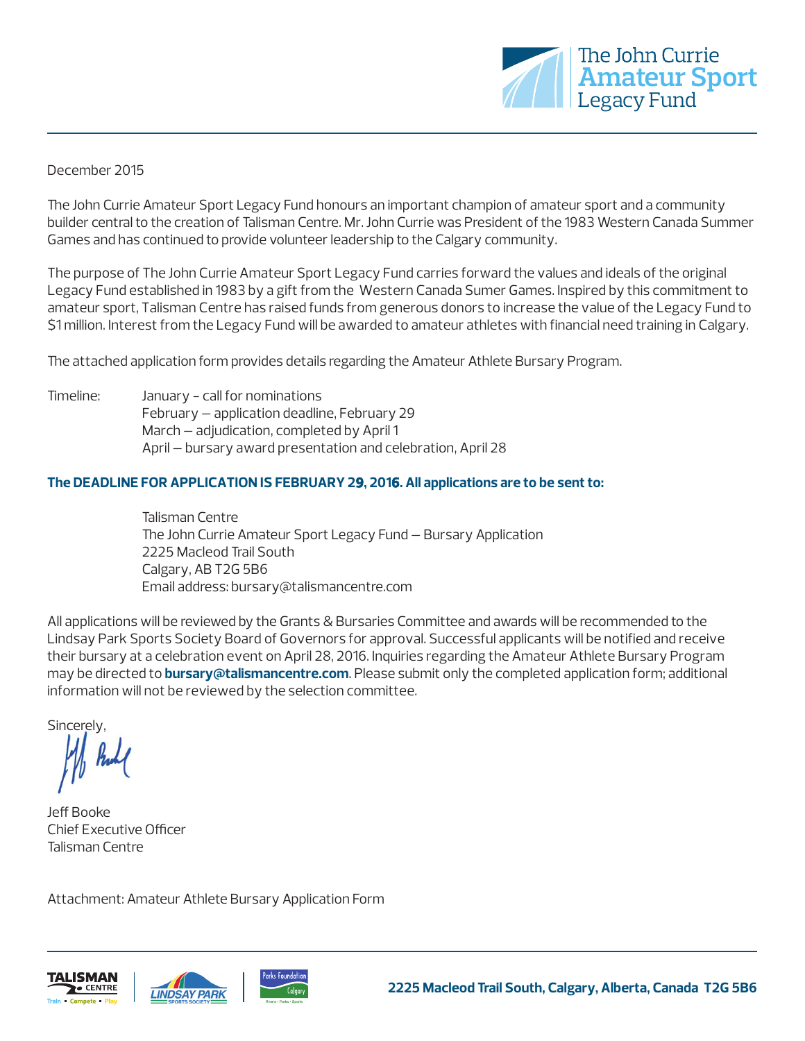The John Currie
**Amateur Sport**
Legacy Fund

December 2015

The John Currie Amateur Sport Legacy Fund honours an important champion of amateur sport and a community builder central to the creation of Talisman Centre. Mr. John Currie was President of the 1983 Western Canada Summer Games and has continued to provide volunteer leadership to the Calgary community.

The purpose of The John Currie Amateur Sport Legacy Fund carries forward the values and ideals of the original Legacy Fund established in 1983 by a gift from the Western Canada Sumer Games. Inspired by this commitment to amateur sport, Talisman Centre has raised funds from generous donors to increase the value of the Legacy Fund to $1 million. Interest from the Legacy Fund will be awarded to amateur athletes with financial need training in Calgary.

The attached application form provides details regarding the Amateur Athlete Bursary Program.

Timeline:
- January - call for nominations
- February – application deadline, February 29
- March – adjudication, completed by April 1
- April – bursary award presentation and celebration, April 28

**The DEADLINE FOR APPLICATION IS FEBRUARY 29, 2016. All applications are to be sent to:**

Talisman Centre
The John Currie Amateur Sport Legacy Fund – Bursary Application
2225 Macleod Trail South
Calgary, AB T2G 5B6
Email address: bursary@talismancentre.com

All applications will be reviewed by the Grants & Bursaries Committee and awards will be recommended to the Lindsay Park Sports Society Board of Governors for approval. Successful applicants will be notified and receive their bursary at a celebration event on April 28, 2016. Inquiries regarding the Amateur Athlete Bursary Program may be directed to **bursary@talismancentre.com**. Please submit only the completed application form; additional information will not be reviewed by the selection committee.

Sincerely,

Jeff Booke
Chief Executive Officer
Talisman Centre

Attachment: Amateur Athlete Bursary Application Form

**2225 Macleod Trail South, Calgary, Alberta, Canada T2G 5B6**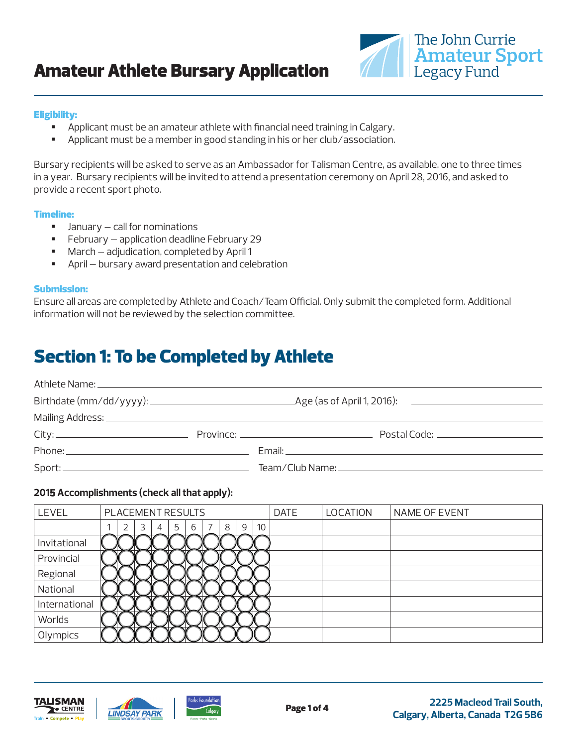# Amateur Athlete Bursary Application

The John Currie Amateur Sport Legacy Fund

### Eligibility:

- Applicant must be an amateur athlete with financial need training in Calgary.
- Applicant must be a member in good standing in his or her club/association.

Bursary recipients will be asked to serve as an Ambassador for Talisman Centre, as available, one to three times in a year. Bursary recipients will be invited to attend a presentation ceremony on April 28, 2016, and asked to provide a recent sport photo.

### Timeline:

- January – call for nominations
- February – application deadline February 29
- March – adjudication, completed by April 1
- April – bursary award presentation and celebration

### Submission:

Ensure all areas are completed by Athlete and Coach/Team Official. Only submit the completed form. Additional information will not be reviewed by the selection committee.

## Section 1: To be Completed by Athlete

Athlete Name: ____________________

Birthdate (mm/dd/yyyy): ____________________ Age (as of April 1, 2016): ____________________

Mailing Address: ____________________

City: ____________________ Province: ____________________ Postal Code: ____________________

Phone: ____________________ Email: ____________________

Sport: ____________________ Team/Club Name: ____________________

**2015 Accomplishments (check all that apply):**

| LEVEL | PLACEMENT RESULTS | | | | | | | | | | DATE | LOCATION | NAME OF EVENT |
|---|---|---|---|---|---|---|---|---|---|---|---|---|---|
| | 1 | 2 | 3 | 4 | 5 | 6 | 7 | 8 | 9 | 10 | | | |
| Invitational | ○ | ○ | ○ | ○ | ○ | ○ | ○ | ○ | ○ | ○ | | | |
| Provincial | ○ | ○ | ○ | ○ | ○ | ○ | ○ | ○ | ○ | ○ | | | |
| Regional | ○ | ○ | ○ | ○ | ○ | ○ | ○ | ○ | ○ | ○ | | | |
| National | ○ | ○ | ○ | ○ | ○ | ○ | ○ | ○ | ○ | ○ | | | |
| International | ○ | ○ | ○ | ○ | ○ | ○ | ○ | ○ | ○ | ○ | | | |
| Worlds | ○ | ○ | ○ | ○ | ○ | ○ | ○ | ○ | ○ | ○ | | | |
| Olympics | ○ | ○ | ○ | ○ | ○ | ○ | ○ | ○ | ○ | ○ | | | |

**2225 Macleod Trail South, Calgary, Alberta, Canada T2G 5B6**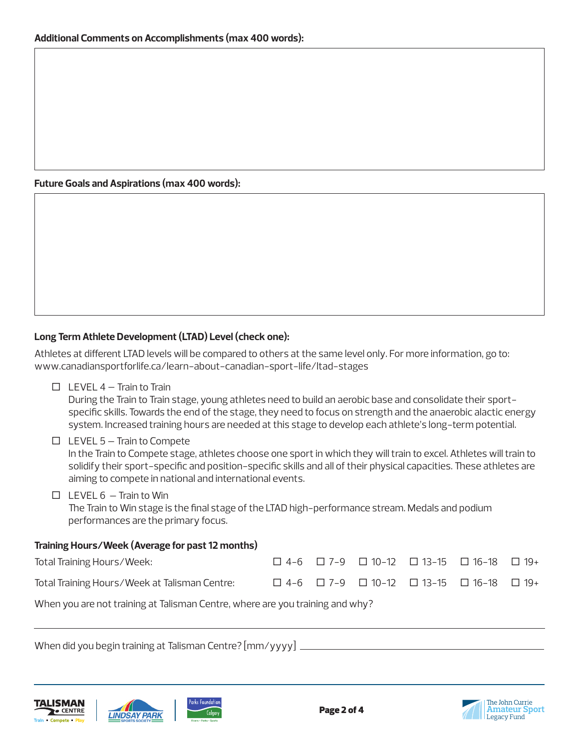**Additional Comments on Accomplishments (max 400 words):**

**Future Goals and Aspirations (max 400 words):**

**Long Term Athlete Development (LTAD) Level (check one):**

Athletes at different LTAD levels will be compared to others at the same level only. For more information, go to: www.canadiansportforlife.ca/learn-about-canadian-sport-life/ltad-stages

- ☐ LEVEL 4 – Train to Train
  During the Train to Train stage, young athletes need to build an aerobic base and consolidate their sport-specific skills. Towards the end of the stage, they need to focus on strength and the anaerobic alactic energy system. Increased training hours are needed at this stage to develop each athlete's long-term potential.
- ☐ LEVEL 5 – Train to Compete
  In the Train to Compete stage, athletes choose one sport in which they will train to excel. Athletes will train to solidify their sport-specific and position-specific skills and all of their physical capacities. These athletes are aiming to compete in national and international events.
- ☐ LEVEL 6 – Train to Win
  The Train to Win stage is the final stage of the LTAD high-performance stream. Medals and podium performances are the primary focus.

**Training Hours/Week (Average for past 12 months)**

| | | | | | | |
|---|---|---|---|---|---|---|
| Total Training Hours/Week: | ☐ 4-6 | ☐ 7-9 | ☐ 10-12 | ☐ 13-15 | ☐ 16-18 | ☐ 19+ |
| Total Training Hours/Week at Talisman Centre: | ☐ 4-6 | ☐ 7-9 | ☐ 10-12 | ☐ 13-15 | ☐ 16-18 | ☐ 19+ |

When you are not training at Talisman Centre, where are you training and why?

_______________________________________________

When did you begin training at Talisman Centre? [mm/yyyy] _______________________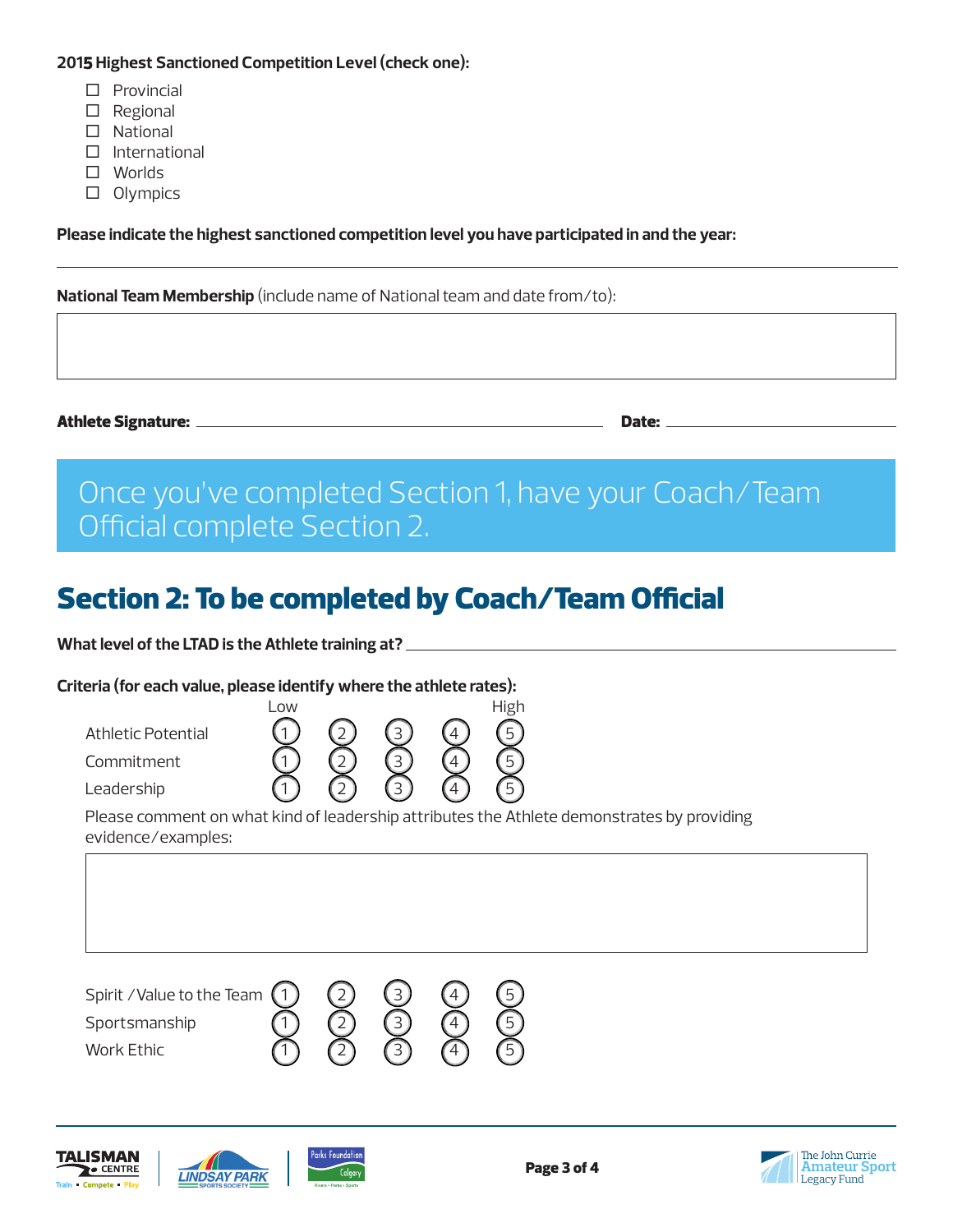**2015 Highest Sanctioned Competition Level (check one):**

- ☐ Provincial
- ☐ Regional
- ☐ National
- ☐ International
- ☐ Worlds
- ☐ Olympics

**Please indicate the highest sanctioned competition level you have participated in and the year:**

______________________________________________________________________

**National Team Membership** (include name of National team and date from/to):

| |
|---|
| |

**Athlete Signature:** ______________________________ **Date:** ______________

Once you've completed Section 1, have your Coach/Team Official complete Section 2.

## Section 2: To be completed by Coach/Team Official

**What level of the LTAD is the Athlete training at?** ______________________________

**Criteria (for each value, please identify where the athlete rates):**

| | Low | | | | High |
|---|---|---|---|---|---|
| Athletic Potential | 1 | 2 | 3 | 4 | 5 |
| Commitment | 1 | 2 | 3 | 4 | 5 |
| Leadership | 1 | 2 | 3 | 4 | 5 |

Please comment on what kind of leadership attributes the Athlete demonstrates by providing evidence/examples:

| |
|---|
| |

| | | | | | |
|---|---|---|---|---|---|
| Spirit /Value to the Team | 1 | 2 | 3 | 4 | 5 |
| Sportsmanship | 1 | 2 | 3 | 4 | 5 |
| Work Ethic | 1 | 2 | 3 | 4 | 5 |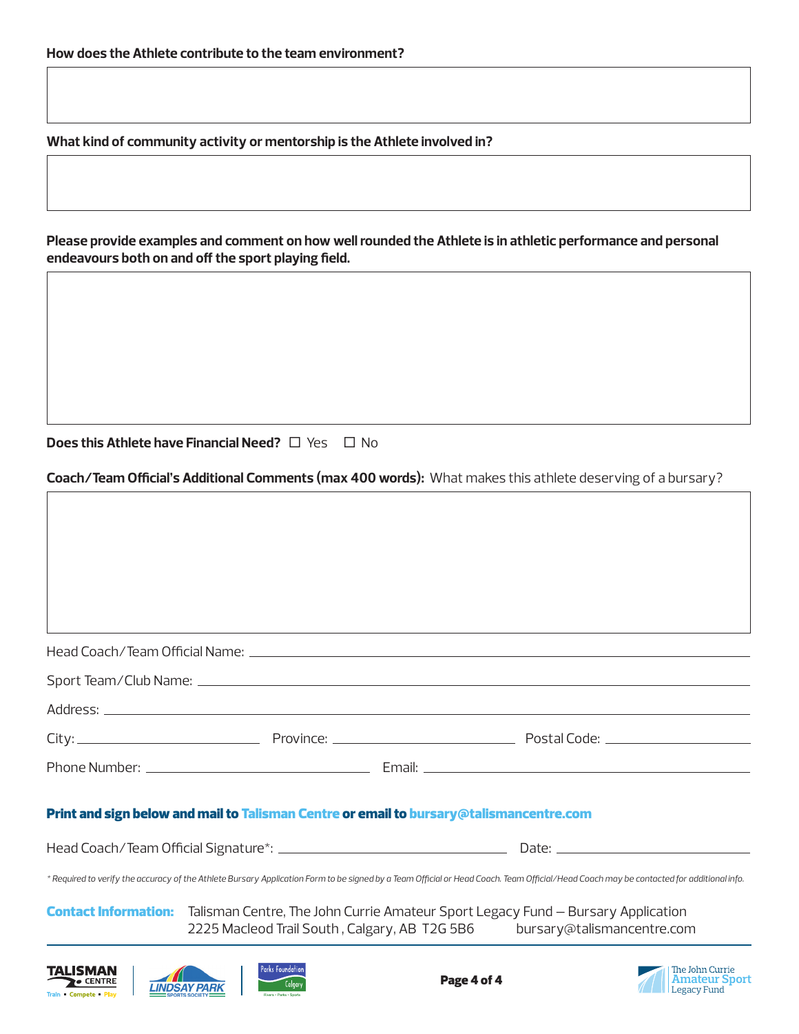**How does the Athlete contribute to the team environment?**

**What kind of community activity or mentorship is the Athlete involved in?**

**Please provide examples and comment on how well rounded the Athlete is in athletic performance and personal endeavours both on and off the sport playing field.**

**Does this Athlete have Financial Need?** ☐ Yes ☐ No

**Coach/Team Official's Additional Comments (max 400 words):** What makes this athlete deserving of a bursary?

Head Coach/Team Official Name: ______________________________

Sport Team/Club Name: ______________________________

Address: ______________________________

City: ______________ Province: ______________ Postal Code: ______________

Phone Number: ______________ Email: ______________

**Print and sign below and mail to Talisman Centre or email to bursary@talismancentre.com**

Head Coach/Team Official Signature*: ______________________ Date: ______________

*\* Required to verify the accuracy of the Athlete Bursary Application Form to be signed by a Team Official or Head Coach. Team Official/Head Coach may be contacted for additional info.*

**Contact Information:** Talisman Centre, The John Currie Amateur Sport Legacy Fund – Bursary Application
2225 Macleod Trail South , Calgary, AB T2G 5B6 bursary@talismancentre.com